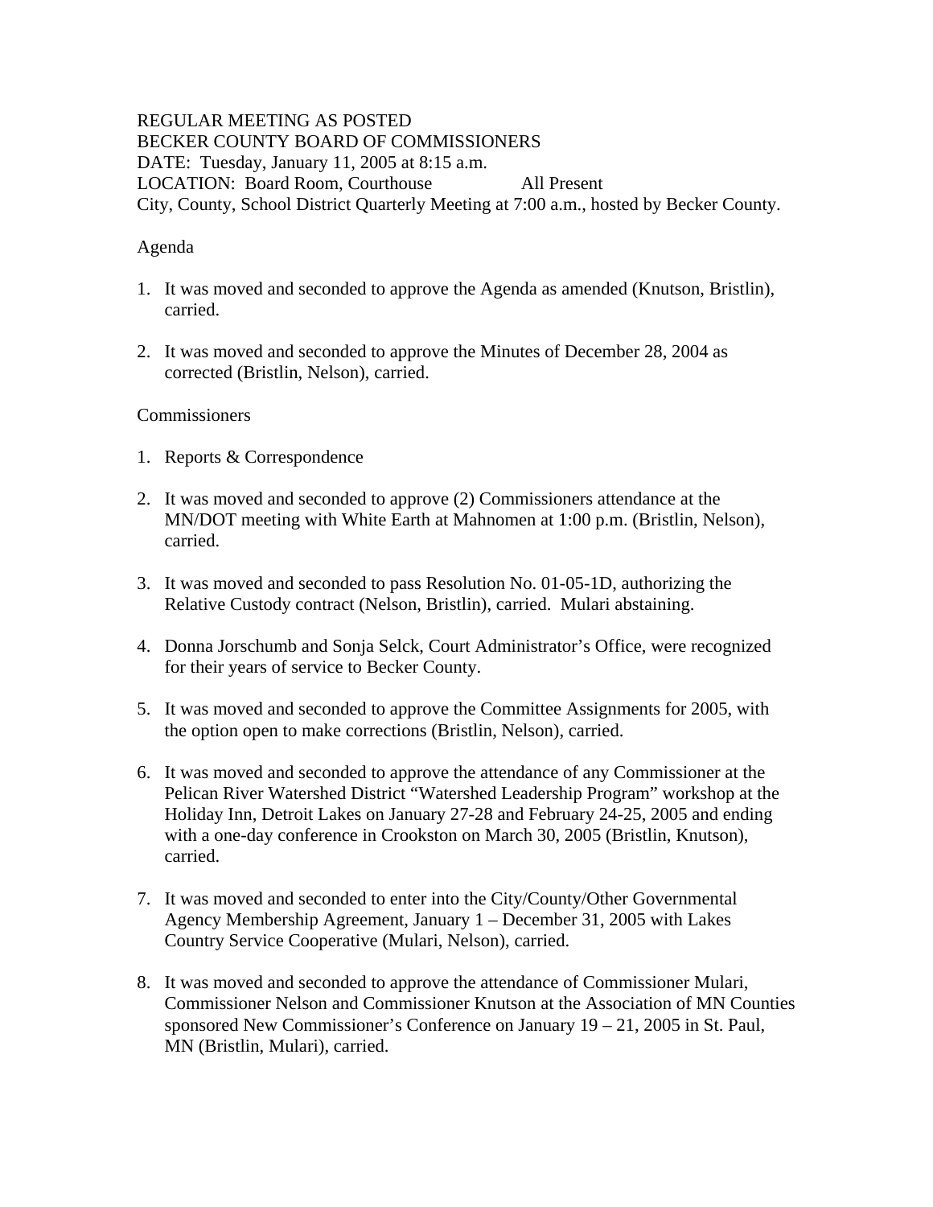REGULAR MEETING AS POSTED
BECKER COUNTY BOARD OF COMMISSIONERS
DATE: Tuesday, January 11, 2005 at 8:15 a.m.
LOCATION: Board Room, Courthouse All Present
City, County, School District Quarterly Meeting at 7:00 a.m., hosted by Becker County.

Agenda

1. It was moved and seconded to approve the Agenda as amended (Knutson, Bristlin), carried.

2. It was moved and seconded to approve the Minutes of December 28, 2004 as corrected (Bristlin, Nelson), carried.

Commissioners

1. Reports & Correspondence

2. It was moved and seconded to approve (2) Commissioners attendance at the MN/DOT meeting with White Earth at Mahnomen at 1:00 p.m. (Bristlin, Nelson), carried.

3. It was moved and seconded to pass Resolution No. 01-05-1D, authorizing the Relative Custody contract (Nelson, Bristlin), carried. Mulari abstaining.

4. Donna Jorschumb and Sonja Selck, Court Administrator's Office, were recognized for their years of service to Becker County.

5. It was moved and seconded to approve the Committee Assignments for 2005, with the option open to make corrections (Bristlin, Nelson), carried.

6. It was moved and seconded to approve the attendance of any Commissioner at the Pelican River Watershed District "Watershed Leadership Program" workshop at the Holiday Inn, Detroit Lakes on January 27-28 and February 24-25, 2005 and ending with a one-day conference in Crookston on March 30, 2005 (Bristlin, Knutson), carried.

7. It was moved and seconded to enter into the City/County/Other Governmental Agency Membership Agreement, January 1 – December 31, 2005 with Lakes Country Service Cooperative (Mulari, Nelson), carried.

8. It was moved and seconded to approve the attendance of Commissioner Mulari, Commissioner Nelson and Commissioner Knutson at the Association of MN Counties sponsored New Commissioner's Conference on January 19 – 21, 2005 in St. Paul, MN (Bristlin, Mulari), carried.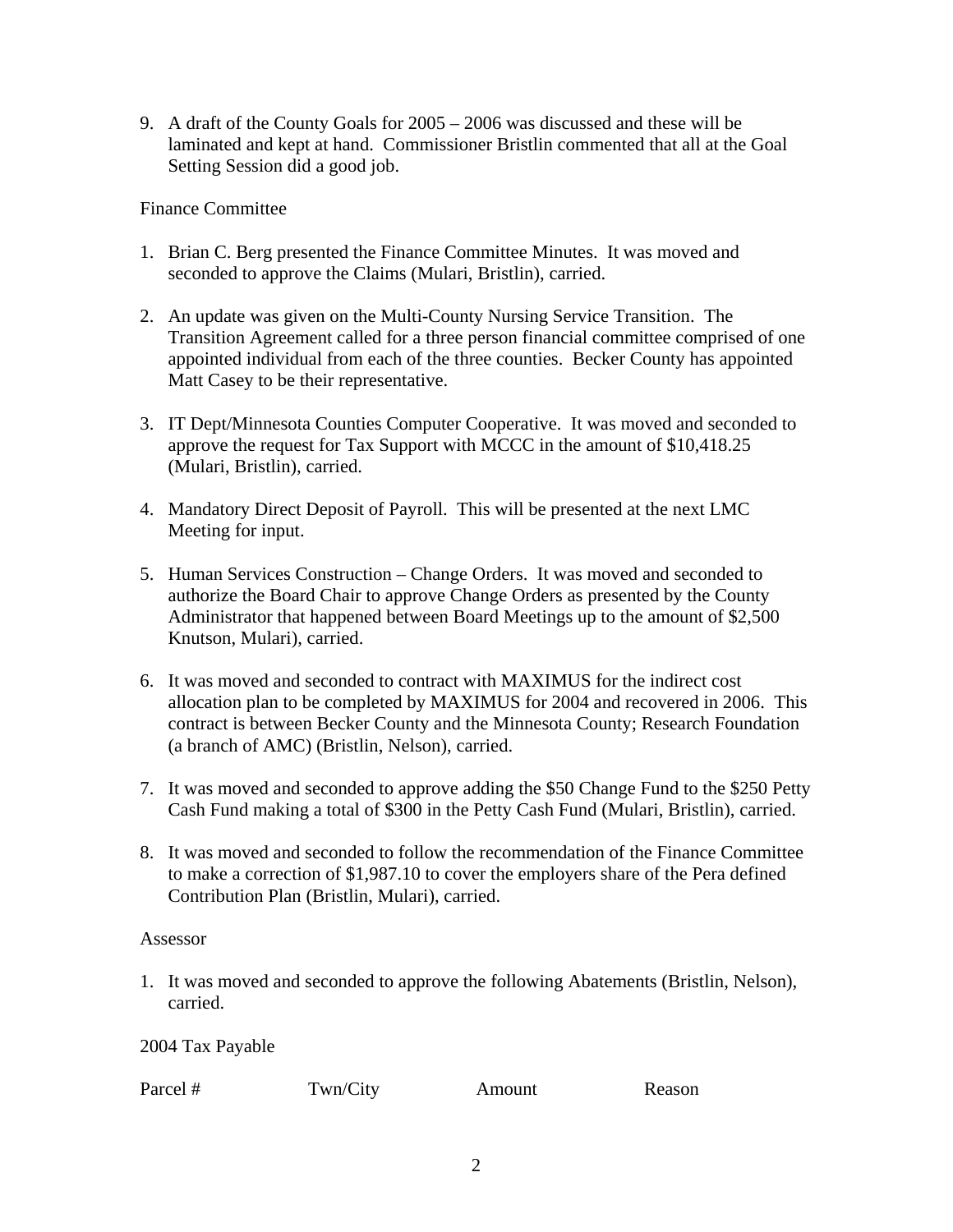9. A draft of the County Goals for 2005 – 2006 was discussed and these will be laminated and kept at hand. Commissioner Bristlin commented that all at the Goal Setting Session did a good job.

Finance Committee

1. Brian C. Berg presented the Finance Committee Minutes. It was moved and seconded to approve the Claims (Mulari, Bristlin), carried.

2. An update was given on the Multi-County Nursing Service Transition. The Transition Agreement called for a three person financial committee comprised of one appointed individual from each of the three counties. Becker County has appointed Matt Casey to be their representative.

3. IT Dept/Minnesota Counties Computer Cooperative. It was moved and seconded to approve the request for Tax Support with MCCC in the amount of $10,418.25 (Mulari, Bristlin), carried.

4. Mandatory Direct Deposit of Payroll. This will be presented at the next LMC Meeting for input.

5. Human Services Construction – Change Orders. It was moved and seconded to authorize the Board Chair to approve Change Orders as presented by the County Administrator that happened between Board Meetings up to the amount of $2,500 Knutson, Mulari), carried.

6. It was moved and seconded to contract with MAXIMUS for the indirect cost allocation plan to be completed by MAXIMUS for 2004 and recovered in 2006. This contract is between Becker County and the Minnesota County; Research Foundation (a branch of AMC) (Bristlin, Nelson), carried.

7. It was moved and seconded to approve adding the $50 Change Fund to the $250 Petty Cash Fund making a total of $300 in the Petty Cash Fund (Mulari, Bristlin), carried.

8. It was moved and seconded to follow the recommendation of the Finance Committee to make a correction of $1,987.10 to cover the employers share of the Pera defined Contribution Plan (Bristlin, Mulari), carried.

Assessor

1. It was moved and seconded to approve the following Abatements (Bristlin, Nelson), carried.

2004 Tax Payable

| Parcel # | Twn/City | Amount | Reason |
| --- | --- | --- | --- |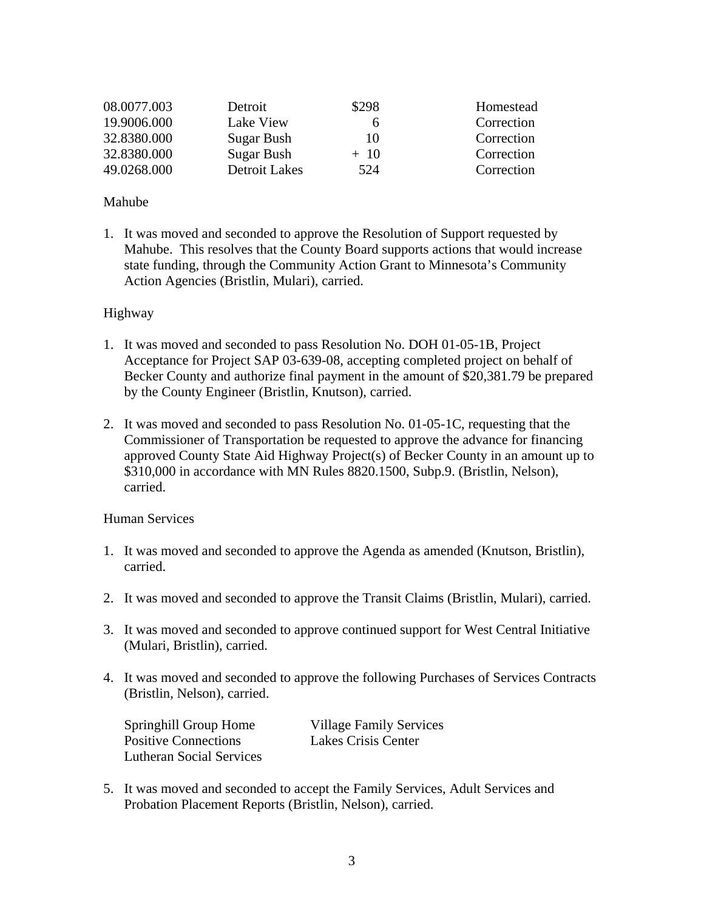| | | | |
|---|---|---|---|
| 08.0077.003 | Detroit | $298 | Homestead |
| 19.9006.000 | Lake View | 6 | Correction |
| 32.8380.000 | Sugar Bush | 10 | Correction |
| 32.8380.000 | Sugar Bush | + 10 | Correction |
| 49.0268.000 | Detroit Lakes | 524 | Correction |

Mahube

1. It was moved and seconded to approve the Resolution of Support requested by Mahube. This resolves that the County Board supports actions that would increase state funding, through the Community Action Grant to Minnesota's Community Action Agencies (Bristlin, Mulari), carried.

Highway

1. It was moved and seconded to pass Resolution No. DOH 01-05-1B, Project Acceptance for Project SAP 03-639-08, accepting completed project on behalf of Becker County and authorize final payment in the amount of $20,381.79 be prepared by the County Engineer (Bristlin, Knutson), carried.

2. It was moved and seconded to pass Resolution No. 01-05-1C, requesting that the Commissioner of Transportation be requested to approve the advance for financing approved County State Aid Highway Project(s) of Becker County in an amount up to $310,000 in accordance with MN Rules 8820.1500, Subp.9. (Bristlin, Nelson), carried.

Human Services

1. It was moved and seconded to approve the Agenda as amended (Knutson, Bristlin), carried.

2. It was moved and seconded to approve the Transit Claims (Bristlin, Mulari), carried.

3. It was moved and seconded to approve continued support for West Central Initiative (Mulari, Bristlin), carried.

4. It was moved and seconded to approve the following Purchases of Services Contracts (Bristlin, Nelson), carried.

   Springhill Group Home
   Positive Connections
   Lutheran Social Services
   Village Family Services
   Lakes Crisis Center

5. It was moved and seconded to accept the Family Services, Adult Services and Probation Placement Reports (Bristlin, Nelson), carried.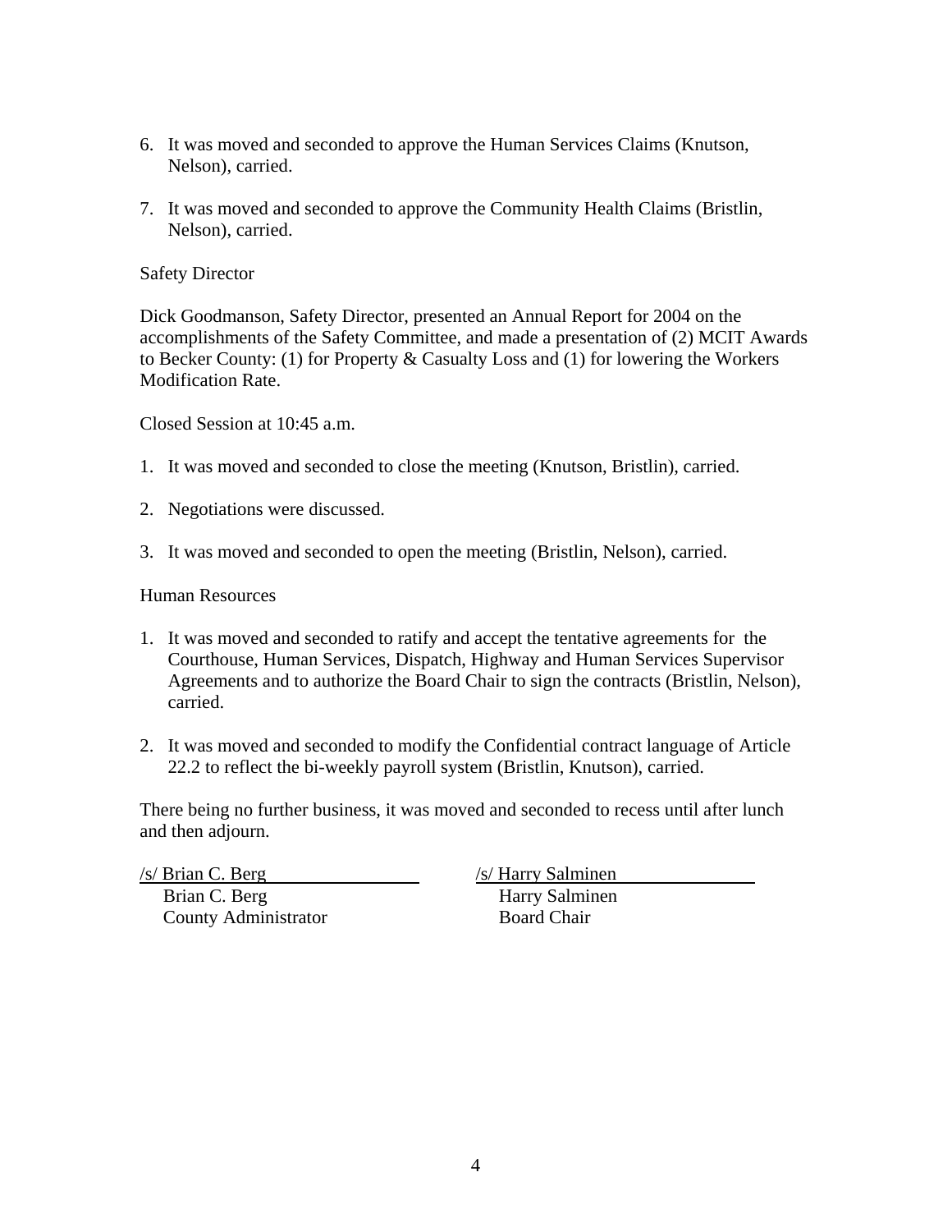6. It was moved and seconded to approve the Human Services Claims (Knutson, Nelson), carried.

7. It was moved and seconded to approve the Community Health Claims (Bristlin, Nelson), carried.

Safety Director

Dick Goodmanson, Safety Director, presented an Annual Report for 2004 on the accomplishments of the Safety Committee, and made a presentation of (2) MCIT Awards to Becker County: (1) for Property & Casualty Loss and (1) for lowering the Workers Modification Rate.

Closed Session at 10:45 a.m.

1. It was moved and seconded to close the meeting (Knutson, Bristlin), carried.

2. Negotiations were discussed.

3. It was moved and seconded to open the meeting (Bristlin, Nelson), carried.

Human Resources

1. It was moved and seconded to ratify and accept the tentative agreements for the Courthouse, Human Services, Dispatch, Highway and Human Services Supervisor Agreements and to authorize the Board Chair to sign the contracts (Bristlin, Nelson), carried.

2. It was moved and seconded to modify the Confidential contract language of Article 22.2 to reflect the bi-weekly payroll system (Bristlin, Knutson), carried.

There being no further business, it was moved and seconded to recess until after lunch and then adjourn.

| | |
|---|---|
| /s/ Brian C. Berg | /s/ Harry Salminen |
| Brian C. Berg | Harry Salminen |
| County Administrator | Board Chair |